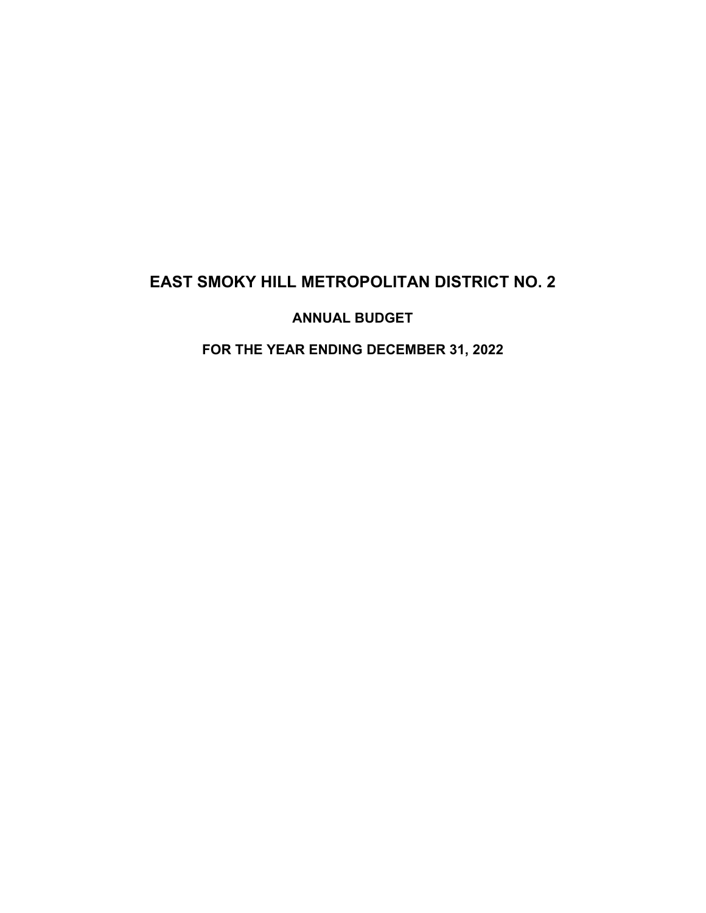# EAST SMOKY HILL METROPOLITAN DISTRICT NO. 2

## ANNUAL BUDGET

## FOR THE YEAR ENDING DECEMBER 31, 2022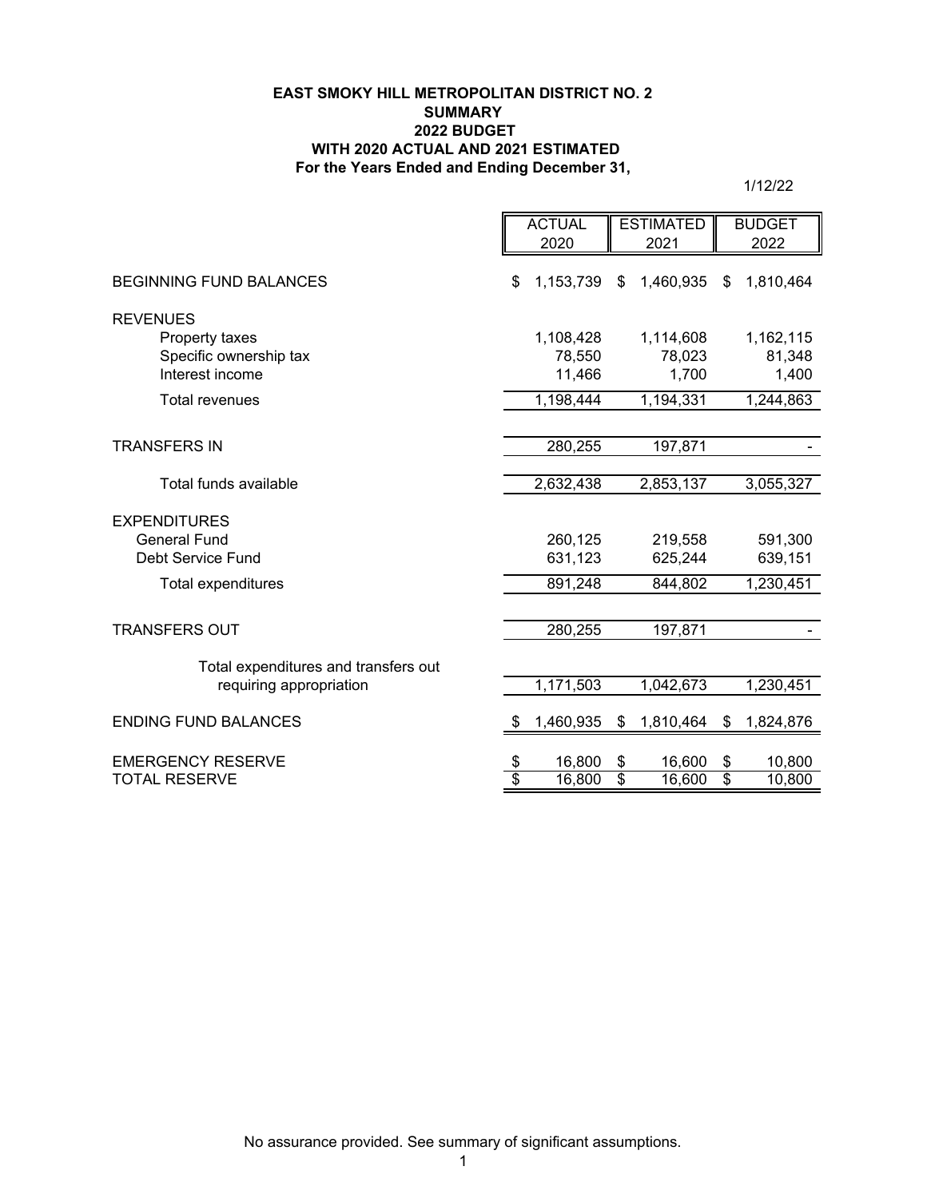**EAST SMOKY HILL METROPOLITAN DISTRICT NO. 2**
**SUMMARY**
**2022 BUDGET**
**WITH 2020 ACTUAL AND 2021 ESTIMATED**
**For the Years Ended and Ending December 31,**

1/12/22

| | ACTUAL 2020 | ESTIMATED 2021 | BUDGET 2022 |
|---|---|---|---|
| BEGINNING FUND BALANCES | $ 1,153,739 | $ 1,460,935 | $ 1,810,464 |
| REVENUES | | | |
| Property taxes | 1,108,428 | 1,114,608 | 1,162,115 |
| Specific ownership tax | 78,550 | 78,023 | 81,348 |
| Interest income | 11,466 | 1,700 | 1,400 |
| Total revenues | 1,198,444 | 1,194,331 | 1,244,863 |
| TRANSFERS IN | 280,255 | 197,871 | - |
| Total funds available | 2,632,438 | 2,853,137 | 3,055,327 |
| EXPENDITURES | | | |
| General Fund | 260,125 | 219,558 | 591,300 |
| Debt Service Fund | 631,123 | 625,244 | 639,151 |
| Total expenditures | 891,248 | 844,802 | 1,230,451 |
| TRANSFERS OUT | 280,255 | 197,871 | - |
| Total expenditures and transfers out requiring appropriation | 1,171,503 | 1,042,673 | 1,230,451 |
| ENDING FUND BALANCES | $ 1,460,935 | $ 1,810,464 | $ 1,824,876 |
| EMERGENCY RESERVE | $ 16,800 | $ 16,600 | $ 10,800 |
| TOTAL RESERVE | $ 16,800 | $ 16,600 | $ 10,800 |

No assurance provided. See summary of significant assumptions.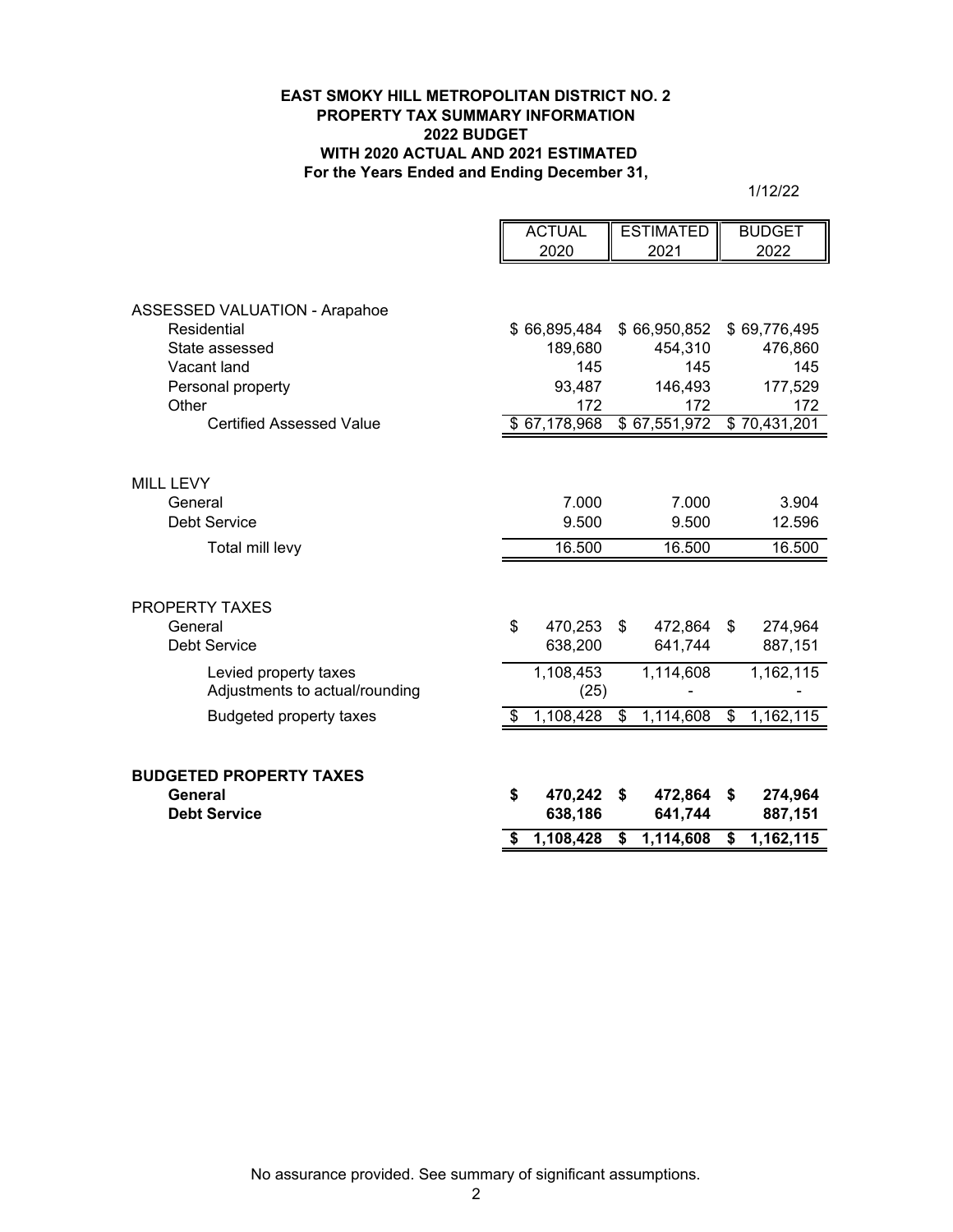**EAST SMOKY HILL METROPOLITAN DISTRICT NO. 2**
**PROPERTY TAX SUMMARY INFORMATION**
**2022 BUDGET**
**WITH 2020 ACTUAL AND 2021 ESTIMATED**
**For the Years Ended and Ending December 31,**

1/12/22

| | ACTUAL 2020 | ESTIMATED 2021 | BUDGET 2022 |
|---|---|---|---|
| ASSESSED VALUATION - Arapahoe | | | |
| Residential | $ 66,895,484 | $ 66,950,852 | $ 69,776,495 |
| State assessed | 189,680 | 454,310 | 476,860 |
| Vacant land | 145 | 145 | 145 |
| Personal property | 93,487 | 146,493 | 177,529 |
| Other | 172 | 172 | 172 |
| Certified Assessed Value | $ 67,178,968 | $ 67,551,972 | $ 70,431,201 |
| | | | |
| MILL LEVY | | | |
| General | 7.000 | 7.000 | 3.904 |
| Debt Service | 9.500 | 9.500 | 12.596 |
| Total mill levy | 16.500 | 16.500 | 16.500 |
| | | | |
| PROPERTY TAXES | | | |
| General | $ 470,253 | $ 472,864 | $ 274,964 |
| Debt Service | 638,200 | 641,744 | 887,151 |
| Levied property taxes | 1,108,453 | 1,114,608 | 1,162,115 |
| Adjustments to actual/rounding | (25) | - | - |
| Budgeted property taxes | $ 1,108,428 | $ 1,114,608 | $ 1,162,115 |
| | | | |
| **BUDGETED PROPERTY TAXES** | | | |
| **General** | **$ 470,242** | **$ 472,864** | **$ 274,964** |
| **Debt Service** | **638,186** | **641,744** | **887,151** |
| | **$ 1,108,428** | **$ 1,114,608** | **$ 1,162,115** |

No assurance provided. See summary of significant assumptions.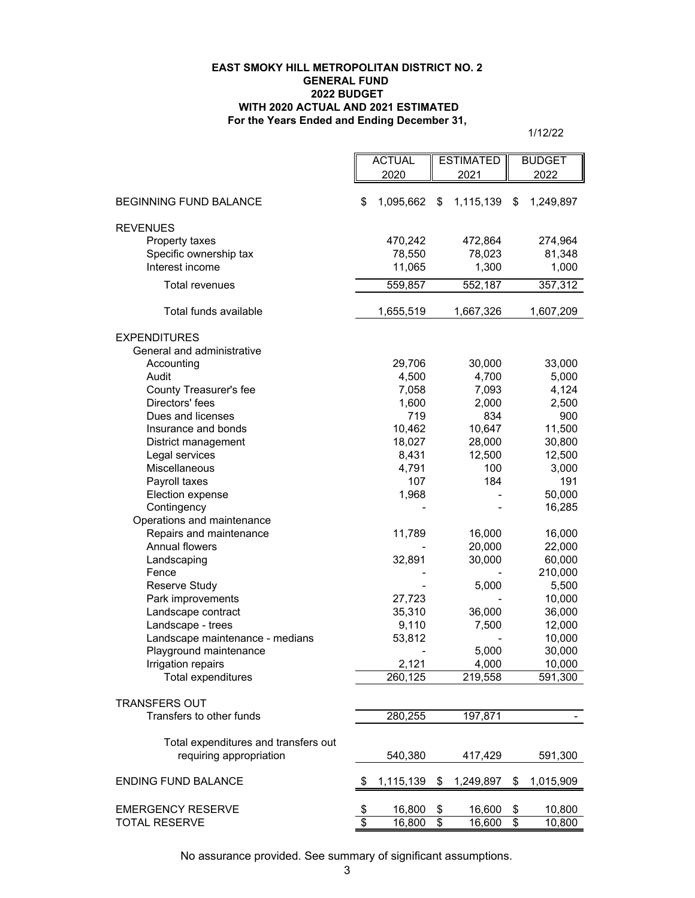**EAST SMOKY HILL METROPOLITAN DISTRICT NO. 2**
**GENERAL FUND**
**2022 BUDGET**
**WITH 2020 ACTUAL AND 2021 ESTIMATED**
**For the Years Ended and Ending December 31,**

1/12/22

| | ACTUAL 2020 | ESTIMATED 2021 | BUDGET 2022 |
|---|---|---|---|
| BEGINNING FUND BALANCE | $ 1,095,662 | $ 1,115,139 | $ 1,249,897 |
| REVENUES | | | |
| Property taxes | 470,242 | 472,864 | 274,964 |
| Specific ownership tax | 78,550 | 78,023 | 81,348 |
| Interest income | 11,065 | 1,300 | 1,000 |
| Total revenues | 559,857 | 552,187 | 357,312 |
| Total funds available | 1,655,519 | 1,667,326 | 1,607,209 |
| EXPENDITURES | | | |
| General and administrative | | | |
| Accounting | 29,706 | 30,000 | 33,000 |
| Audit | 4,500 | 4,700 | 5,000 |
| County Treasurer's fee | 7,058 | 7,093 | 4,124 |
| Directors' fees | 1,600 | 2,000 | 2,500 |
| Dues and licenses | 719 | 834 | 900 |
| Insurance and bonds | 10,462 | 10,647 | 11,500 |
| District management | 18,027 | 28,000 | 30,800 |
| Legal services | 8,431 | 12,500 | 12,500 |
| Miscellaneous | 4,791 | 100 | 3,000 |
| Payroll taxes | 107 | 184 | 191 |
| Election expense | 1,968 | - | 50,000 |
| Contingency | - | - | 16,285 |
| Operations and maintenance | | | |
| Repairs and maintenance | 11,789 | 16,000 | 16,000 |
| Annual flowers | - | 20,000 | 22,000 |
| Landscaping | 32,891 | 30,000 | 60,000 |
| Fence | - | - | 210,000 |
| Reserve Study | - | 5,000 | 5,500 |
| Park improvements | 27,723 | - | 10,000 |
| Landscape contract | 35,310 | 36,000 | 36,000 |
| Landscape - trees | 9,110 | 7,500 | 12,000 |
| Landscape maintenance - medians | 53,812 | - | 10,000 |
| Playground maintenance | - | 5,000 | 30,000 |
| Irrigation repairs | 2,121 | 4,000 | 10,000 |
| Total expenditures | 260,125 | 219,558 | 591,300 |
| TRANSFERS OUT | | | |
| Transfers to other funds | 280,255 | 197,871 | - |
| Total expenditures and transfers out requiring appropriation | 540,380 | 417,429 | 591,300 |
| ENDING FUND BALANCE | $ 1,115,139 | $ 1,249,897 | $ 1,015,909 |
| EMERGENCY RESERVE | $ 16,800 | $ 16,600 | $ 10,800 |
| TOTAL RESERVE | $ 16,800 | $ 16,600 | $ 10,800 |

No assurance provided. See summary of significant assumptions.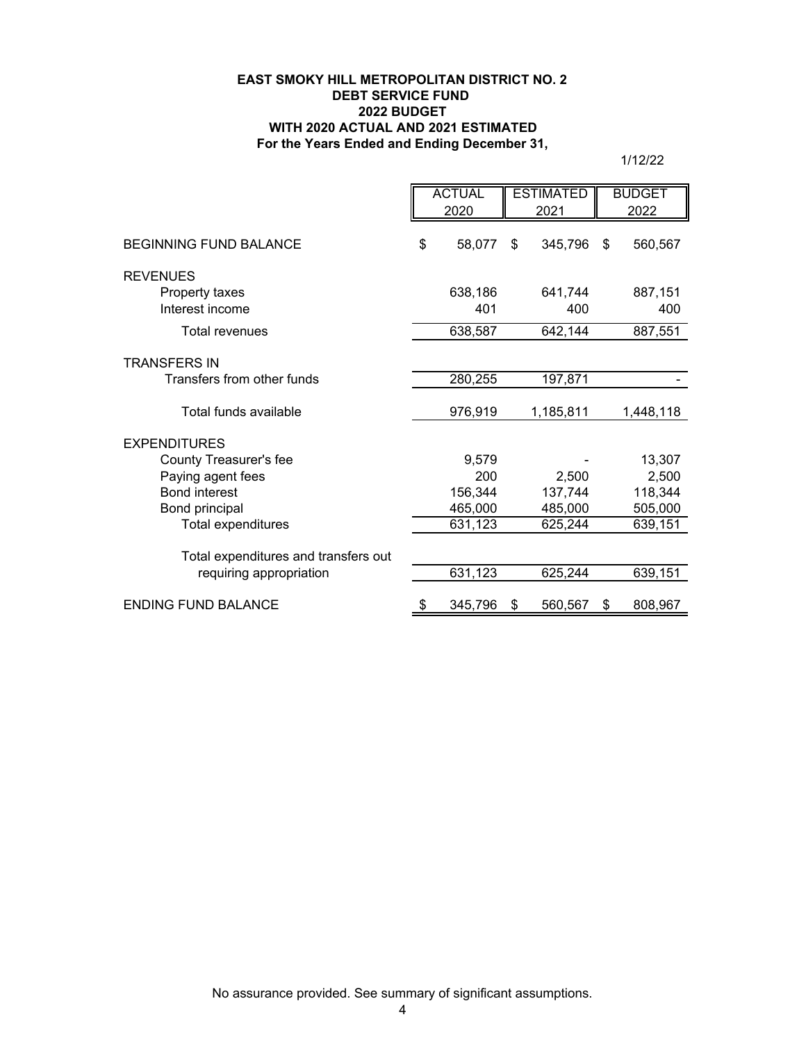**EAST SMOKY HILL METROPOLITAN DISTRICT NO. 2**
**DEBT SERVICE FUND**
**2022 BUDGET**
**WITH 2020 ACTUAL AND 2021 ESTIMATED**
**For the Years Ended and Ending December 31,**

1/12/22

| | ACTUAL 2020 | ESTIMATED 2021 | BUDGET 2022 |
|---|---|---|---|
| BEGINNING FUND BALANCE | $ 58,077 | $ 345,796 | $ 560,567 |
| REVENUES | | | |
| Property taxes | 638,186 | 641,744 | 887,151 |
| Interest income | 401 | 400 | 400 |
| Total revenues | 638,587 | 642,144 | 887,551 |
| TRANSFERS IN | | | |
| Transfers from other funds | 280,255 | 197,871 | - |
| Total funds available | 976,919 | 1,185,811 | 1,448,118 |
| EXPENDITURES | | | |
| County Treasurer's fee | 9,579 | - | 13,307 |
| Paying agent fees | 200 | 2,500 | 2,500 |
| Bond interest | 156,344 | 137,744 | 118,344 |
| Bond principal | 465,000 | 485,000 | 505,000 |
| Total expenditures | 631,123 | 625,244 | 639,151 |
| Total expenditures and transfers out requiring appropriation | 631,123 | 625,244 | 639,151 |
| ENDING FUND BALANCE | $ 345,796 | $ 560,567 | $ 808,967 |

No assurance provided. See summary of significant assumptions.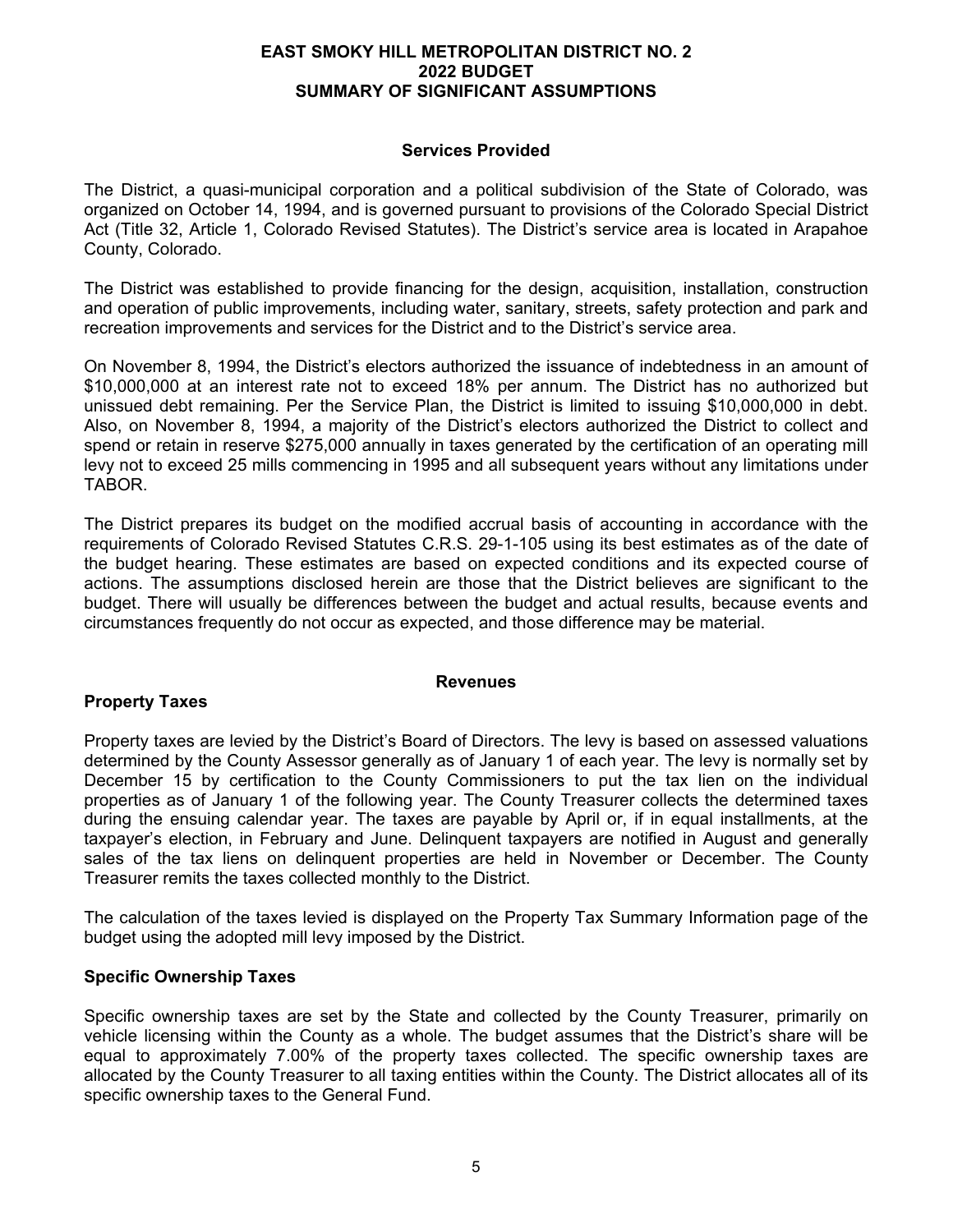# EAST SMOKY HILL METROPOLITAN DISTRICT NO. 2
# 2022 BUDGET
# SUMMARY OF SIGNIFICANT ASSUMPTIONS

## Services Provided

The District, a quasi-municipal corporation and a political subdivision of the State of Colorado, was organized on October 14, 1994, and is governed pursuant to provisions of the Colorado Special District Act (Title 32, Article 1, Colorado Revised Statutes). The District's service area is located in Arapahoe County, Colorado.

The District was established to provide financing for the design, acquisition, installation, construction and operation of public improvements, including water, sanitary, streets, safety protection and park and recreation improvements and services for the District and to the District's service area.

On November 8, 1994, the District's electors authorized the issuance of indebtedness in an amount of $10,000,000 at an interest rate not to exceed 18% per annum. The District has no authorized but unissued debt remaining. Per the Service Plan, the District is limited to issuing $10,000,000 in debt. Also, on November 8, 1994, a majority of the District's electors authorized the District to collect and spend or retain in reserve $275,000 annually in taxes generated by the certification of an operating mill levy not to exceed 25 mills commencing in 1995 and all subsequent years without any limitations under TABOR.

The District prepares its budget on the modified accrual basis of accounting in accordance with the requirements of Colorado Revised Statutes C.R.S. 29-1-105 using its best estimates as of the date of the budget hearing. These estimates are based on expected conditions and its expected course of actions. The assumptions disclosed herein are those that the District believes are significant to the budget. There will usually be differences between the budget and actual results, because events and circumstances frequently do not occur as expected, and those difference may be material.

## Revenues

### Property Taxes

Property taxes are levied by the District's Board of Directors. The levy is based on assessed valuations determined by the County Assessor generally as of January 1 of each year. The levy is normally set by December 15 by certification to the County Commissioners to put the tax lien on the individual properties as of January 1 of the following year. The County Treasurer collects the determined taxes during the ensuing calendar year. The taxes are payable by April or, if in equal installments, at the taxpayer's election, in February and June. Delinquent taxpayers are notified in August and generally sales of the tax liens on delinquent properties are held in November or December. The County Treasurer remits the taxes collected monthly to the District.

The calculation of the taxes levied is displayed on the Property Tax Summary Information page of the budget using the adopted mill levy imposed by the District.

### Specific Ownership Taxes

Specific ownership taxes are set by the State and collected by the County Treasurer, primarily on vehicle licensing within the County as a whole. The budget assumes that the District's share will be equal to approximately 7.00% of the property taxes collected. The specific ownership taxes are allocated by the County Treasurer to all taxing entities within the County. The District allocates all of its specific ownership taxes to the General Fund.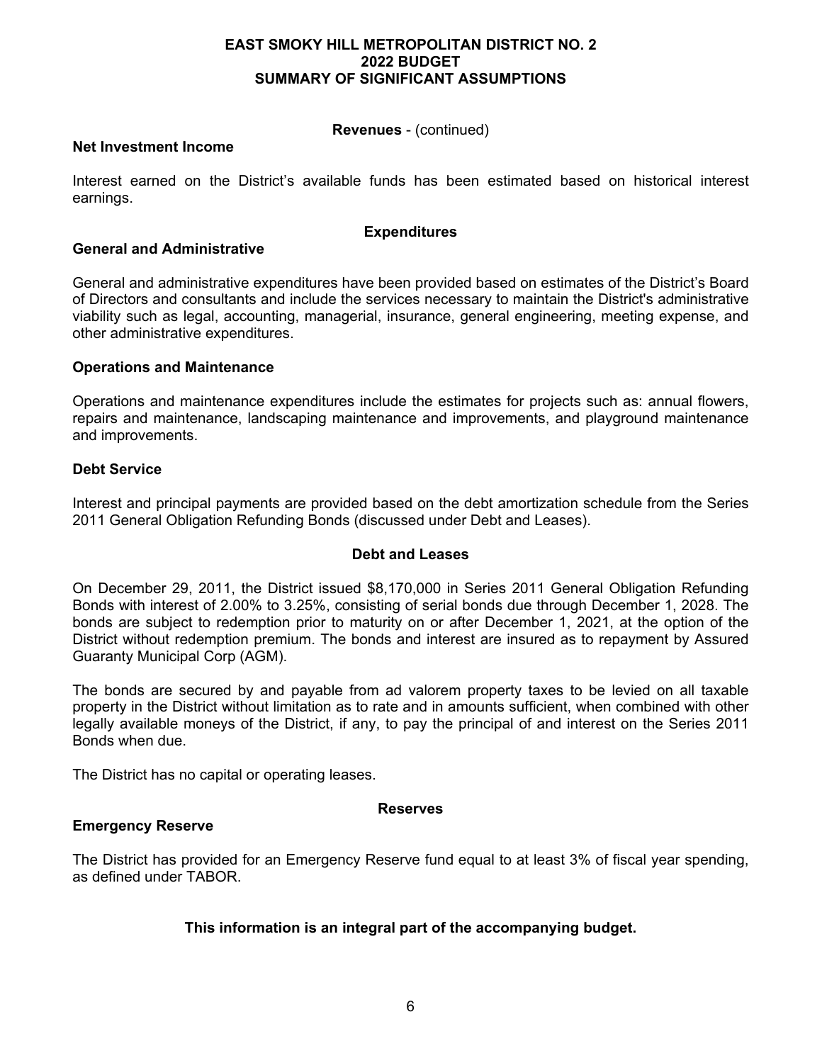# EAST SMOKY HILL METROPOLITAN DISTRICT NO. 2
# 2022 BUDGET
# SUMMARY OF SIGNIFICANT ASSUMPTIONS

**Revenues** - (continued)

**Net Investment Income**

Interest earned on the District's available funds has been estimated based on historical interest earnings.

## Expenditures

**General and Administrative**

General and administrative expenditures have been provided based on estimates of the District's Board of Directors and consultants and include the services necessary to maintain the District's administrative viability such as legal, accounting, managerial, insurance, general engineering, meeting expense, and other administrative expenditures.

**Operations and Maintenance**

Operations and maintenance expenditures include the estimates for projects such as: annual flowers, repairs and maintenance, landscaping maintenance and improvements, and playground maintenance and improvements.

**Debt Service**

Interest and principal payments are provided based on the debt amortization schedule from the Series 2011 General Obligation Refunding Bonds (discussed under Debt and Leases).

## Debt and Leases

On December 29, 2011, the District issued $8,170,000 in Series 2011 General Obligation Refunding Bonds with interest of 2.00% to 3.25%, consisting of serial bonds due through December 1, 2028. The bonds are subject to redemption prior to maturity on or after December 1, 2021, at the option of the District without redemption premium. The bonds and interest are insured as to repayment by Assured Guaranty Municipal Corp (AGM).

The bonds are secured by and payable from ad valorem property taxes to be levied on all taxable property in the District without limitation as to rate and in amounts sufficient, when combined with other legally available moneys of the District, if any, to pay the principal of and interest on the Series 2011 Bonds when due.

The District has no capital or operating leases.

## Reserves

**Emergency Reserve**

The District has provided for an Emergency Reserve fund equal to at least 3% of fiscal year spending, as defined under TABOR.

**This information is an integral part of the accompanying budget.**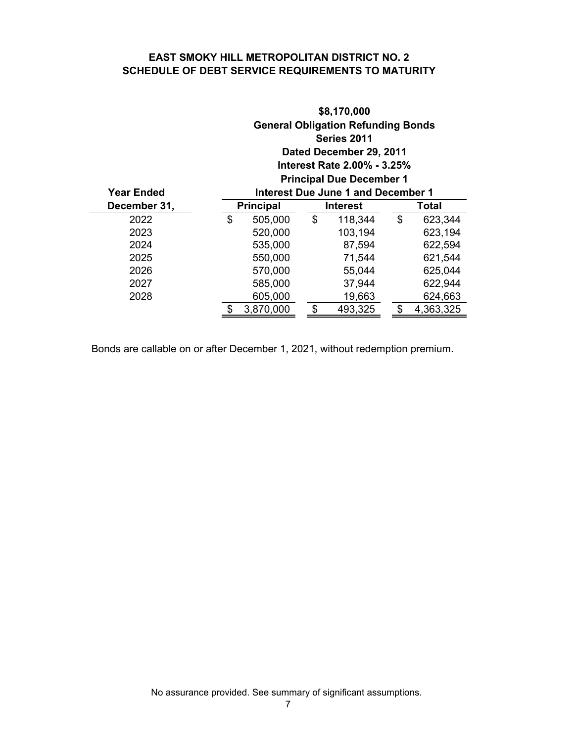# EAST SMOKY HILL METROPOLITAN DISTRICT NO. 2
## SCHEDULE OF DEBT SERVICE REQUIREMENTS TO MATURITY

| Year Ended December 31, | $8,170,000 General Obligation Refunding Bonds Series 2011 Dated December 29, 2011 Interest Rate 2.00% - 3.25% Principal Due December 1 Interest Due June 1 and December 1 | | |
|---|---|---|---|
| | Principal | Interest | Total |
| 2022 | $ 505,000 | $ 118,344 | $ 623,344 |
| 2023 | 520,000 | 103,194 | 623,194 |
| 2024 | 535,000 | 87,594 | 622,594 |
| 2025 | 550,000 | 71,544 | 621,544 |
| 2026 | 570,000 | 55,044 | 625,044 |
| 2027 | 585,000 | 37,944 | 622,944 |
| 2028 | 605,000 | 19,663 | 624,663 |
| | $ 3,870,000 | $ 493,325 | $ 4,363,325 |

Bonds are callable on or after December 1, 2021, without redemption premium.

No assurance provided. See summary of significant assumptions.